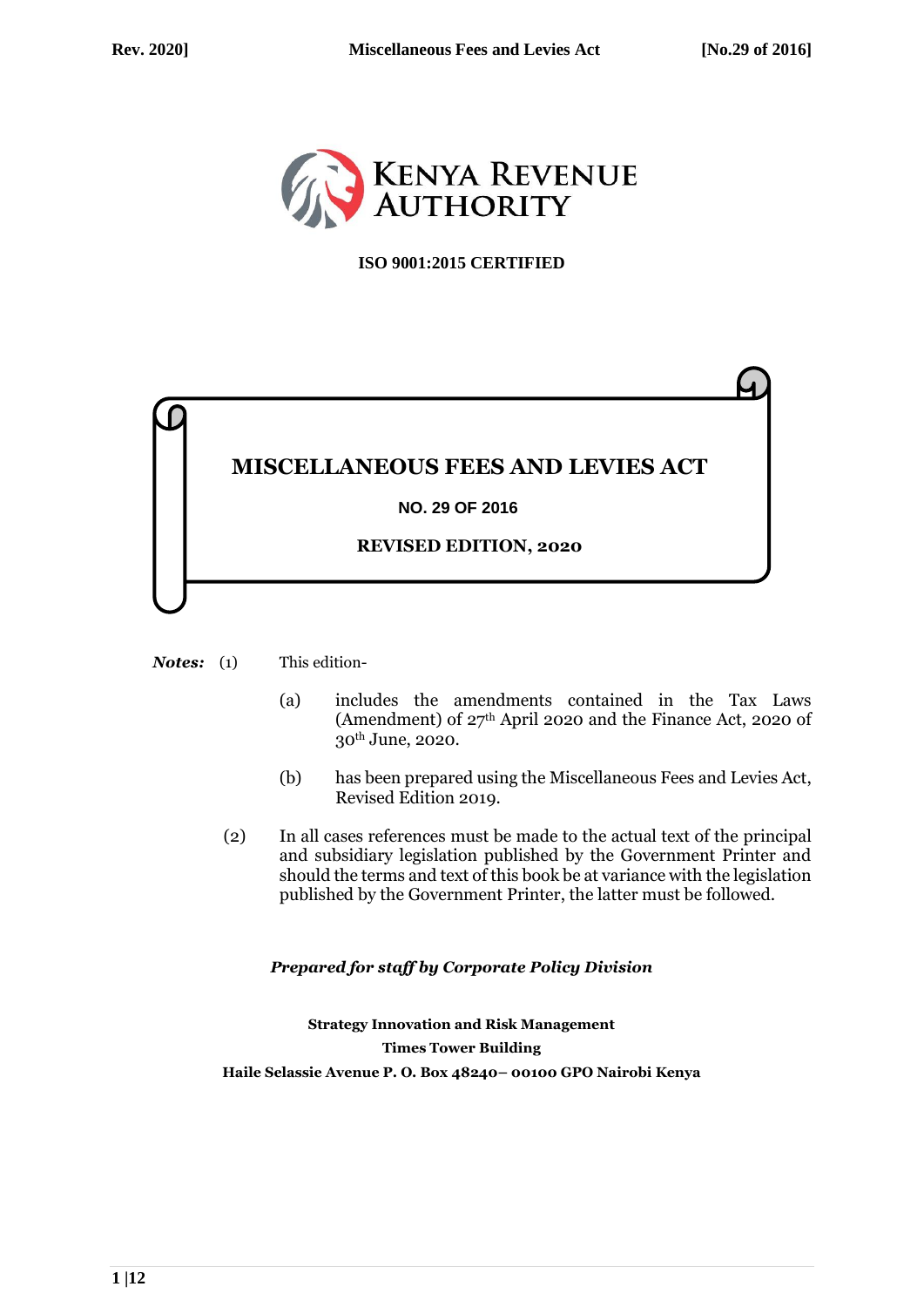KENYA REVENUE AUTHORITY

**ISO 9001:2015 CERTIFIED**

# MISCELLANEOUS FEES AND LEVIES ACT

**NO. 29 OF 2016**

**REVISED EDITION, 2020**

***Notes:*** (1) This edition-

(a) includes the amendments contained in the Tax Laws (Amendment) of 27th April 2020 and the Finance Act, 2020 of 30th June, 2020.

(b) has been prepared using the Miscellaneous Fees and Levies Act, Revised Edition 2019.

(2) In all cases references must be made to the actual text of the principal and subsidiary legislation published by the Government Printer and should the terms and text of this book be at variance with the legislation published by the Government Printer, the latter must be followed.

***Prepared for staff by Corporate Policy Division***

**Strategy Innovation and Risk Management**
**Times Tower Building**
**Haile Selassie Avenue P. O. Box 48240– 00100 GPO Nairobi Kenya**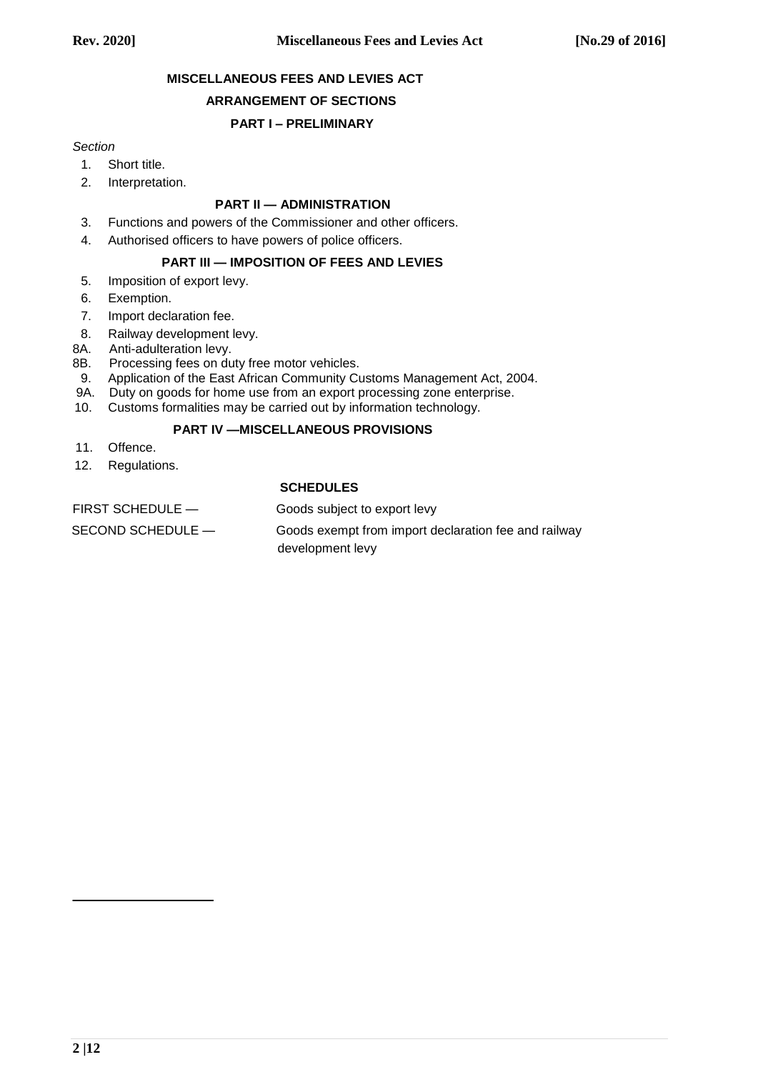## MISCELLANEOUS FEES AND LEVIES ACT

### ARRANGEMENT OF SECTIONS

### PART I – PRELIMINARY

*Section*

1. Short title.
2. Interpretation.

### PART II — ADMINISTRATION

3. Functions and powers of the Commissioner and other officers.
4. Authorised officers to have powers of police officers.

### PART III — IMPOSITION OF FEES AND LEVIES

5. Imposition of export levy.
6. Exemption.
7. Import declaration fee.
8. Railway development levy.

8A. Anti-adulteration levy.

8B. Processing fees on duty free motor vehicles.

9. Application of the East African Community Customs Management Act, 2004.

9A. Duty on goods for home use from an export processing zone enterprise.

10. Customs formalities may be carried out by information technology.

### PART IV —MISCELLANEOUS PROVISIONS

11. Offence.
12. Regulations.

### SCHEDULES

| | |
|---|---|
| FIRST SCHEDULE — | Goods subject to export levy |
| SECOND SCHEDULE — | Goods exempt from import declaration fee and railway development levy |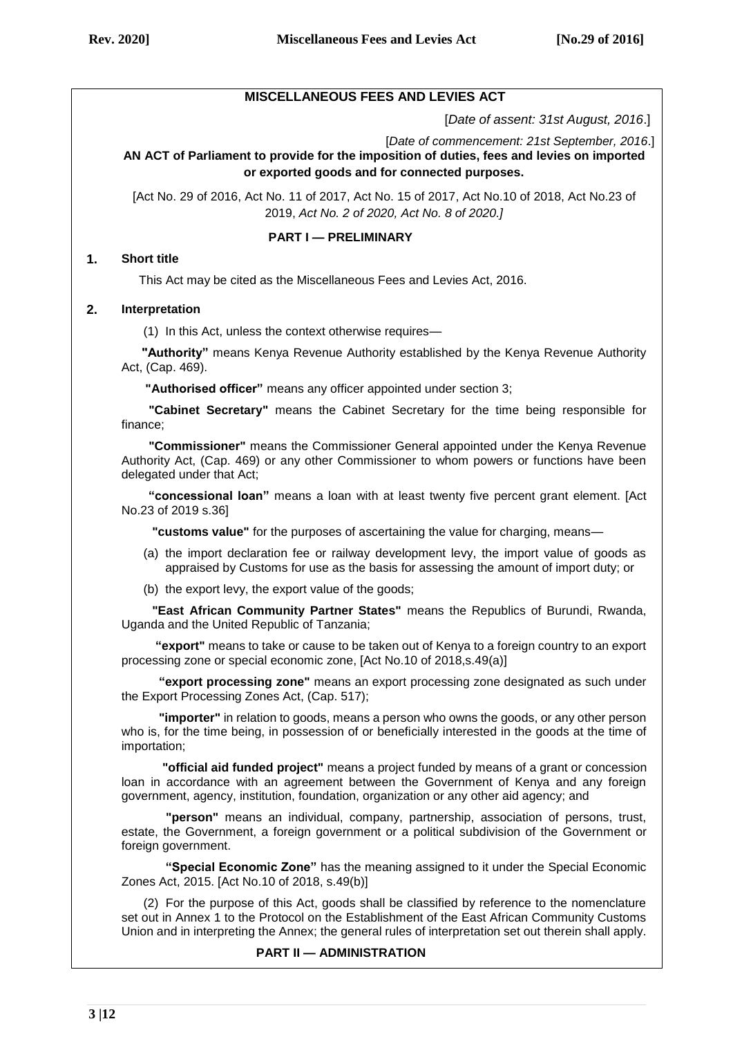## MISCELLANEOUS FEES AND LEVIES ACT

[*Date of assent: 31st August, 2016*.]

[*Date of commencement: 21st September, 2016*.]

**AN ACT of Parliament to provide for the imposition of duties, fees and levies on imported or exported goods and for connected purposes.**

[Act No. 29 of 2016, Act No. 11 of 2017, Act No. 15 of 2017, Act No.10 of 2018, Act No.23 of 2019, *Act No. 2 of 2020, Act No. 8 of 2020.]*

### PART I — PRELIMINARY

**1. Short title**

This Act may be cited as the Miscellaneous Fees and Levies Act, 2016.

**2. Interpretation**

(1) In this Act, unless the context otherwise requires—

**"Authority"** means Kenya Revenue Authority established by the Kenya Revenue Authority Act, (Cap. 469).

**"Authorised officer"** means any officer appointed under section 3;

**"Cabinet Secretary"** means the Cabinet Secretary for the time being responsible for finance;

**"Commissioner"** means the Commissioner General appointed under the Kenya Revenue Authority Act, (Cap. 469) or any other Commissioner to whom powers or functions have been delegated under that Act;

**"concessional loan"** means a loan with at least twenty five percent grant element. [Act No.23 of 2019 s.36]

**"customs value"** for the purposes of ascertaining the value for charging, means—

(a) the import declaration fee or railway development levy, the import value of goods as appraised by Customs for use as the basis for assessing the amount of import duty; or

(b) the export levy, the export value of the goods;

**"East African Community Partner States"** means the Republics of Burundi, Rwanda, Uganda and the United Republic of Tanzania;

**"export"** means to take or cause to be taken out of Kenya to a foreign country to an export processing zone or special economic zone, [Act No.10 of 2018,s.49(a)]

**"export processing zone"** means an export processing zone designated as such under the Export Processing Zones Act, (Cap. 517);

**"importer"** in relation to goods, means a person who owns the goods, or any other person who is, for the time being, in possession of or beneficially interested in the goods at the time of importation;

**"official aid funded project"** means a project funded by means of a grant or concession loan in accordance with an agreement between the Government of Kenya and any foreign government, agency, institution, foundation, organization or any other aid agency; and

**"person"** means an individual, company, partnership, association of persons, trust, estate, the Government, a foreign government or a political subdivision of the Government or foreign government.

**"Special Economic Zone"** has the meaning assigned to it under the Special Economic Zones Act, 2015. [Act No.10 of 2018, s.49(b)]

(2) For the purpose of this Act, goods shall be classified by reference to the nomenclature set out in Annex 1 to the Protocol on the Establishment of the East African Community Customs Union and in interpreting the Annex; the general rules of interpretation set out therein shall apply.

### PART II — ADMINISTRATION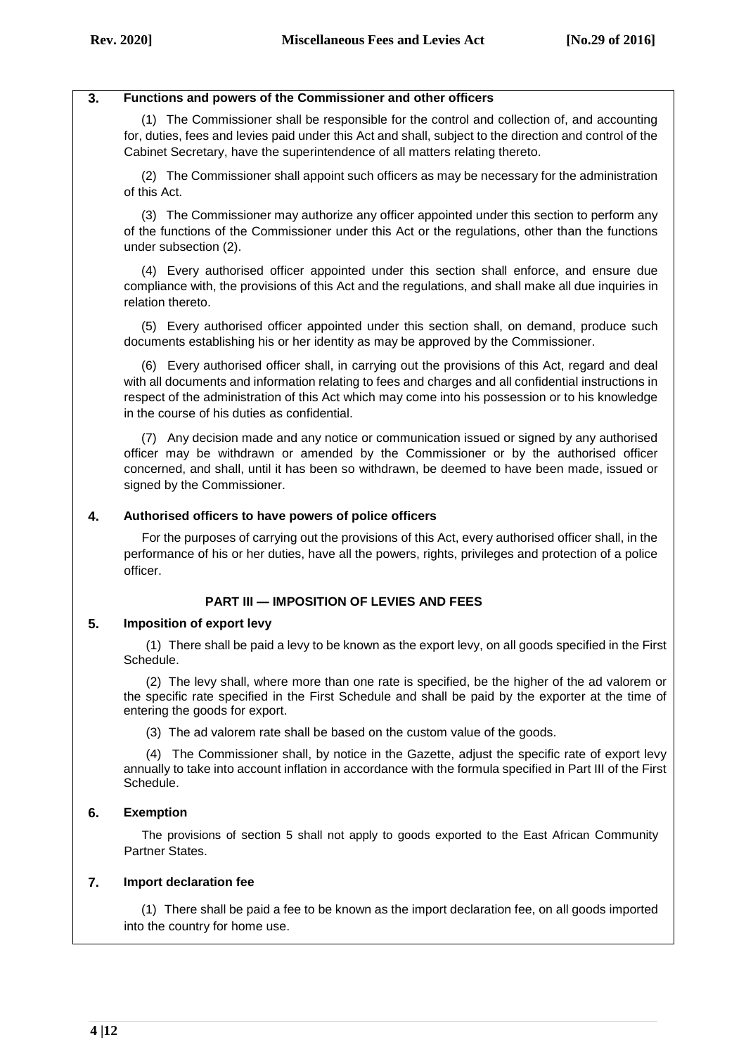### 3. Functions and powers of the Commissioner and other officers

(1) The Commissioner shall be responsible for the control and collection of, and accounting for, duties, fees and levies paid under this Act and shall, subject to the direction and control of the Cabinet Secretary, have the superintendence of all matters relating thereto.

(2) The Commissioner shall appoint such officers as may be necessary for the administration of this Act.

(3) The Commissioner may authorize any officer appointed under this section to perform any of the functions of the Commissioner under this Act or the regulations, other than the functions under subsection (2).

(4) Every authorised officer appointed under this section shall enforce, and ensure due compliance with, the provisions of this Act and the regulations, and shall make all due inquiries in relation thereto.

(5) Every authorised officer appointed under this section shall, on demand, produce such documents establishing his or her identity as may be approved by the Commissioner.

(6) Every authorised officer shall, in carrying out the provisions of this Act, regard and deal with all documents and information relating to fees and charges and all confidential instructions in respect of the administration of this Act which may come into his possession or to his knowledge in the course of his duties as confidential.

(7) Any decision made and any notice or communication issued or signed by any authorised officer may be withdrawn or amended by the Commissioner or by the authorised officer concerned, and shall, until it has been so withdrawn, be deemed to have been made, issued or signed by the Commissioner.

### 4. Authorised officers to have powers of police officers

For the purposes of carrying out the provisions of this Act, every authorised officer shall, in the performance of his or her duties, have all the powers, rights, privileges and protection of a police officer.

## PART III — IMPOSITION OF LEVIES AND FEES

### 5. Imposition of export levy

(1) There shall be paid a levy to be known as the export levy, on all goods specified in the First Schedule.

(2) The levy shall, where more than one rate is specified, be the higher of the ad valorem or the specific rate specified in the First Schedule and shall be paid by the exporter at the time of entering the goods for export.

(3) The ad valorem rate shall be based on the custom value of the goods.

(4) The Commissioner shall, by notice in the Gazette, adjust the specific rate of export levy annually to take into account inflation in accordance with the formula specified in Part III of the First Schedule.

### 6. Exemption

The provisions of section 5 shall not apply to goods exported to the East African Community Partner States.

### 7. Import declaration fee

(1) There shall be paid a fee to be known as the import declaration fee, on all goods imported into the country for home use.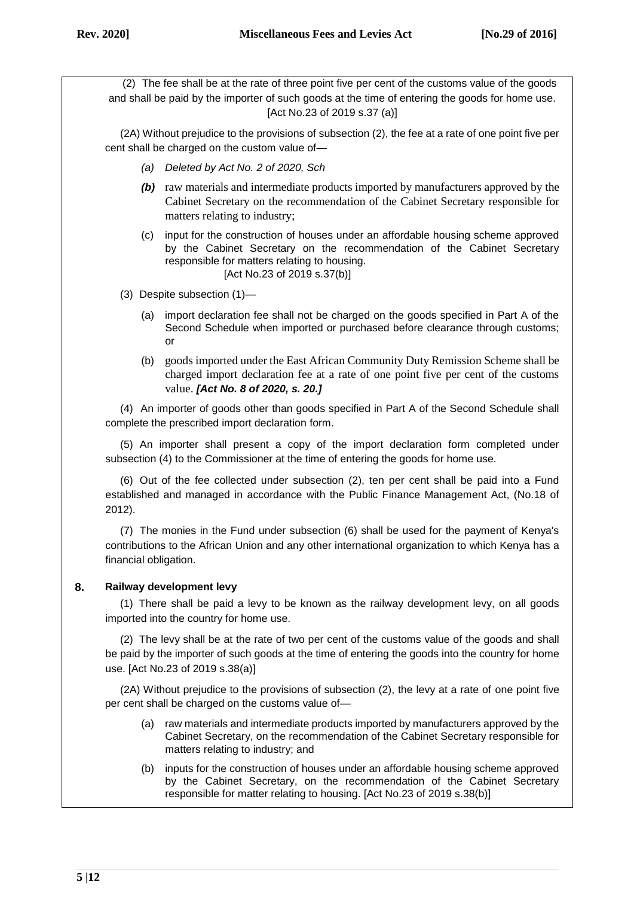(2) The fee shall be at the rate of three point five per cent of the customs value of the goods and shall be paid by the importer of such goods at the time of entering the goods for home use. [Act No.23 of 2019 s.37 (a)]

(2A) Without prejudice to the provisions of subsection (2), the fee at a rate of one point five per cent shall be charged on the custom value of—

- *(a) Deleted by Act No. 2 of 2020, Sch*
- ***(b)*** raw materials and intermediate products imported by manufacturers approved by the Cabinet Secretary on the recommendation of the Cabinet Secretary responsible for matters relating to industry;
- (c) input for the construction of houses under an affordable housing scheme approved by the Cabinet Secretary on the recommendation of the Cabinet Secretary responsible for matters relating to housing. [Act No.23 of 2019 s.37(b)]

(3) Despite subsection (1)—

- (a) import declaration fee shall not be charged on the goods specified in Part A of the Second Schedule when imported or purchased before clearance through customs; or
- (b) goods imported under the East African Community Duty Remission Scheme shall be charged import declaration fee at a rate of one point five per cent of the customs value. ***[Act No. 8 of 2020, s. 20.]***

(4) An importer of goods other than goods specified in Part A of the Second Schedule shall complete the prescribed import declaration form.

(5) An importer shall present a copy of the import declaration form completed under subsection (4) to the Commissioner at the time of entering the goods for home use.

(6) Out of the fee collected under subsection (2), ten per cent shall be paid into a Fund established and managed in accordance with the Public Finance Management Act, (No.18 of 2012).

(7) The monies in the Fund under subsection (6) shall be used for the payment of Kenya's contributions to the African Union and any other international organization to which Kenya has a financial obligation.

## 8. Railway development levy

(1) There shall be paid a levy to be known as the railway development levy, on all goods imported into the country for home use.

(2) The levy shall be at the rate of two per cent of the customs value of the goods and shall be paid by the importer of such goods at the time of entering the goods into the country for home use. [Act No.23 of 2019 s.38(a)]

(2A) Without prejudice to the provisions of subsection (2), the levy at a rate of one point five per cent shall be charged on the customs value of—

- (a) raw materials and intermediate products imported by manufacturers approved by the Cabinet Secretary, on the recommendation of the Cabinet Secretary responsible for matters relating to industry; and
- (b) inputs for the construction of houses under an affordable housing scheme approved by the Cabinet Secretary, on the recommendation of the Cabinet Secretary responsible for matter relating to housing. [Act No.23 of 2019 s.38(b)]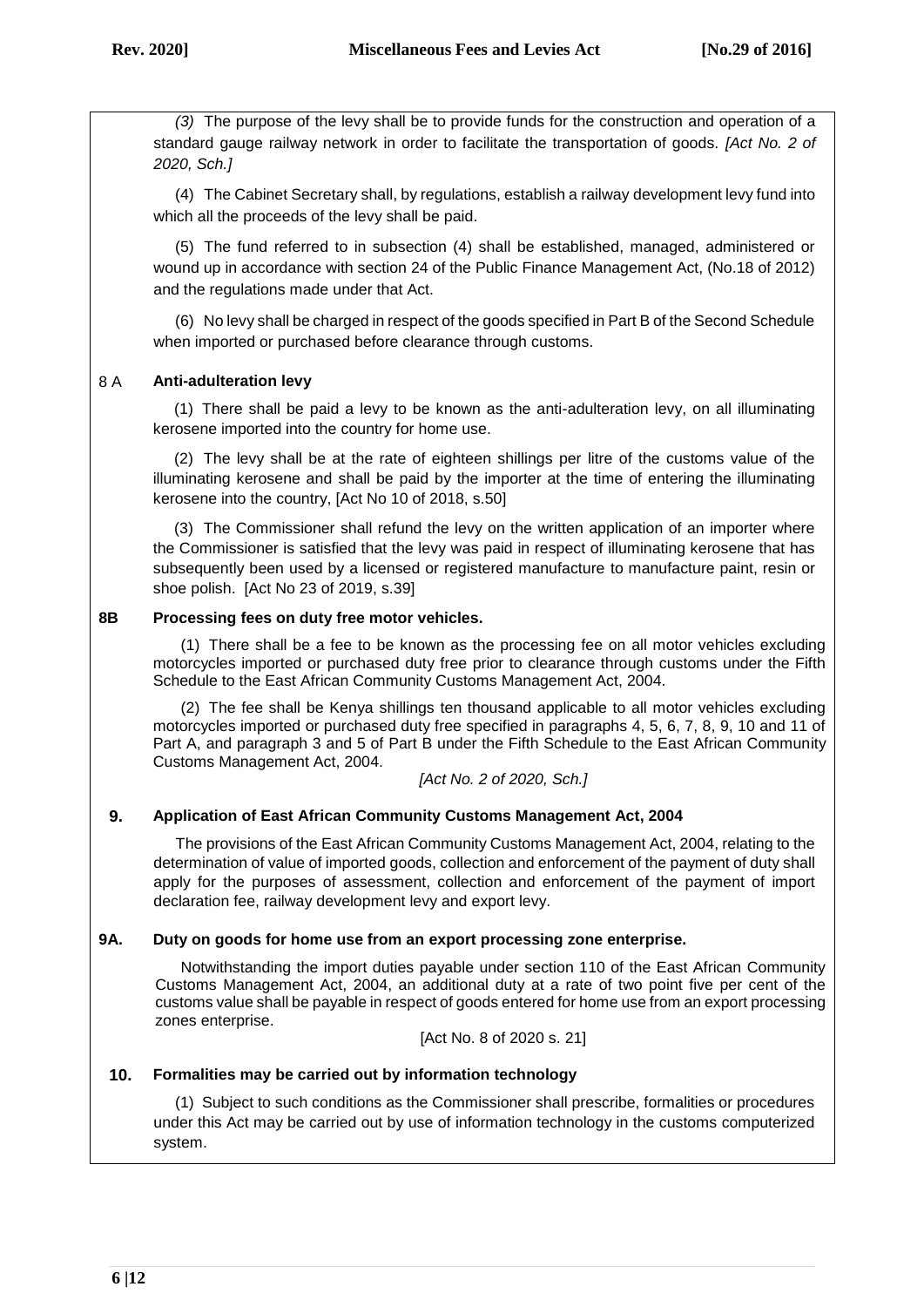*(3)* The purpose of the levy shall be to provide funds for the construction and operation of a standard gauge railway network in order to facilitate the transportation of goods. *[Act No. 2 of 2020, Sch.]*

(4) The Cabinet Secretary shall, by regulations, establish a railway development levy fund into which all the proceeds of the levy shall be paid.

(5) The fund referred to in subsection (4) shall be established, managed, administered or wound up in accordance with section 24 of the Public Finance Management Act, (No.18 of 2012) and the regulations made under that Act.

(6) No levy shall be charged in respect of the goods specified in Part B of the Second Schedule when imported or purchased before clearance through customs.

**8 A Anti-adulteration levy**

(1) There shall be paid a levy to be known as the anti-adulteration levy, on all illuminating kerosene imported into the country for home use.

(2) The levy shall be at the rate of eighteen shillings per litre of the customs value of the illuminating kerosene and shall be paid by the importer at the time of entering the illuminating kerosene into the country, [Act No 10 of 2018, s.50]

(3) The Commissioner shall refund the levy on the written application of an importer where the Commissioner is satisfied that the levy was paid in respect of illuminating kerosene that has subsequently been used by a licensed or registered manufacture to manufacture paint, resin or shoe polish. [Act No 23 of 2019, s.39]

**8B Processing fees on duty free motor vehicles.**

(1) There shall be a fee to be known as the processing fee on all motor vehicles excluding motorcycles imported or purchased duty free prior to clearance through customs under the Fifth Schedule to the East African Community Customs Management Act, 2004.

(2) The fee shall be Kenya shillings ten thousand applicable to all motor vehicles excluding motorcycles imported or purchased duty free specified in paragraphs 4, 5, 6, 7, 8, 9, 10 and 11 of Part A, and paragraph 3 and 5 of Part B under the Fifth Schedule to the East African Community Customs Management Act, 2004.

*[Act No. 2 of 2020, Sch.]*

**9. Application of East African Community Customs Management Act, 2004**

The provisions of the East African Community Customs Management Act, 2004, relating to the determination of value of imported goods, collection and enforcement of the payment of duty shall apply for the purposes of assessment, collection and enforcement of the payment of import declaration fee, railway development levy and export levy.

**9A. Duty on goods for home use from an export processing zone enterprise.**

Notwithstanding the import duties payable under section 110 of the East African Community Customs Management Act, 2004, an additional duty at a rate of two point five per cent of the customs value shall be payable in respect of goods entered for home use from an export processing zones enterprise.

[Act No. 8 of 2020 s. 21]

**10. Formalities may be carried out by information technology**

(1) Subject to such conditions as the Commissioner shall prescribe, formalities or procedures under this Act may be carried out by use of information technology in the customs computerized system.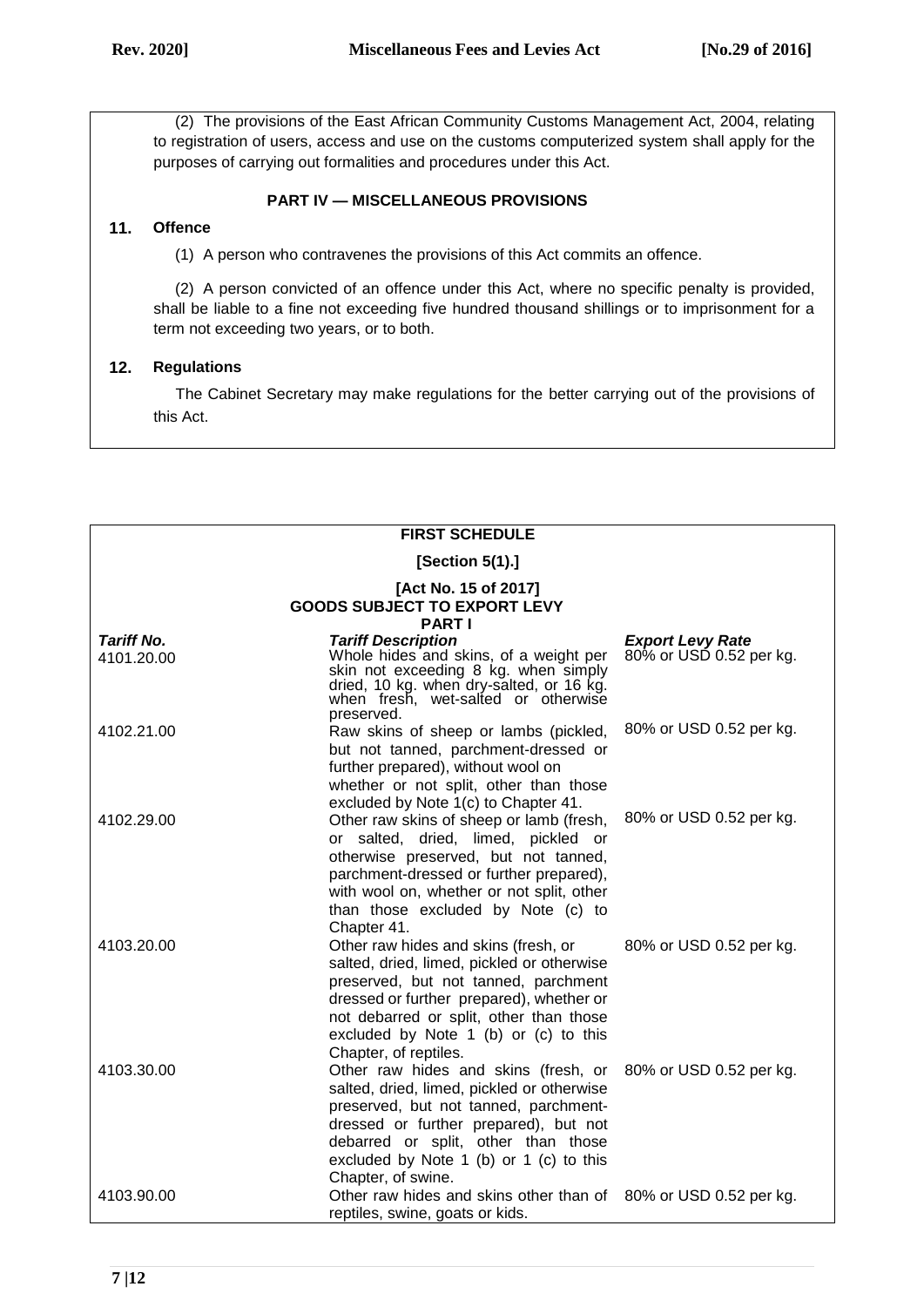(2) The provisions of the East African Community Customs Management Act, 2004, relating to registration of users, access and use on the customs computerized system shall apply for the purposes of carrying out formalities and procedures under this Act.

## PART IV — MISCELLANEOUS PROVISIONS

### 11. Offence

(1) A person who contravenes the provisions of this Act commits an offence.

(2) A person convicted of an offence under this Act, where no specific penalty is provided, shall be liable to a fine not exceeding five hundred thousand shillings or to imprisonment for a term not exceeding two years, or to both.

### 12. Regulations

The Cabinet Secretary may make regulations for the better carrying out of the provisions of this Act.

## FIRST SCHEDULE

**[Section 5(1).]**

**[Act No. 15 of 2017]**

**GOODS SUBJECT TO EXPORT LEVY**

**PART I**

| *Tariff No.* | *Tariff Description* | *Export Levy Rate* |
|---|---|---|
| 4101.20.00 | Whole hides and skins, of a weight per skin not exceeding 8 kg. when simply dried, 10 kg. when dry-salted, or 16 kg. when fresh, wet-salted or otherwise preserved. | 80% or USD 0.52 per kg. |
| 4102.21.00 | Raw skins of sheep or lambs (pickled, but not tanned, parchment-dressed or further prepared), without wool on whether or not split, other than those excluded by Note 1(c) to Chapter 41. | 80% or USD 0.52 per kg. |
| 4102.29.00 | Other raw skins of sheep or lamb (fresh, or salted, dried, limed, pickled or otherwise preserved, but not tanned, parchment-dressed or further prepared), with wool on, whether or not split, other than those excluded by Note (c) to Chapter 41. | 80% or USD 0.52 per kg. |
| 4103.20.00 | Other raw hides and skins (fresh, or salted, dried, limed, pickled or otherwise preserved, but not tanned, parchment dressed or further prepared), whether or not debarred or split, other than those excluded by Note 1 (b) or (c) to this Chapter, of reptiles. | 80% or USD 0.52 per kg. |
| 4103.30.00 | Other raw hides and skins (fresh, or salted, dried, limed, pickled or otherwise preserved, but not tanned, parchment-dressed or further prepared), but not debarred or split, other than those excluded by Note 1 (b) or 1 (c) to this Chapter, of swine. | 80% or USD 0.52 per kg. |
| 4103.90.00 | Other raw hides and skins other than of reptiles, swine, goats or kids. | 80% or USD 0.52 per kg. |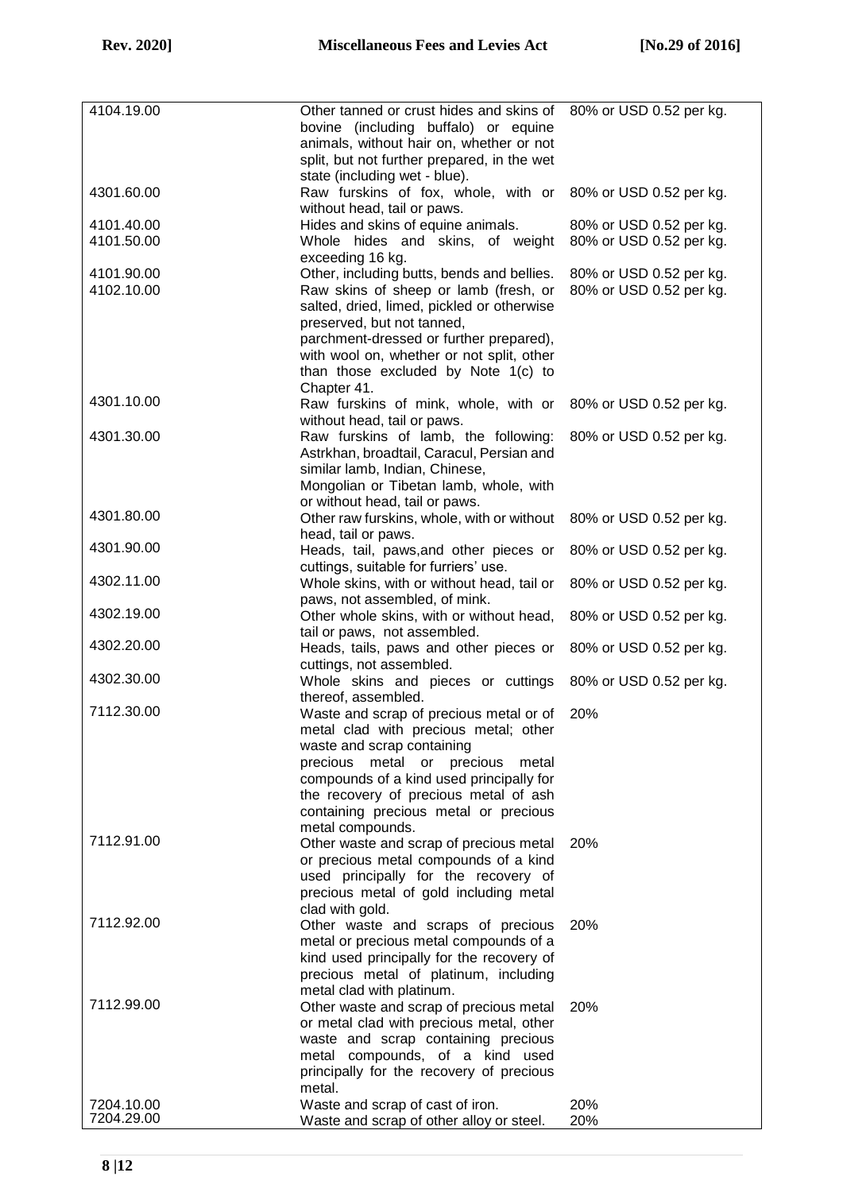| | | |
|---|---|---|
| 4104.19.00 | Other tanned or crust hides and skins of bovine (including buffalo) or equine animals, without hair on, whether or not split, but not further prepared, in the wet state (including wet - blue). | 80% or USD 0.52 per kg. |
| 4301.60.00 | Raw furskins of fox, whole, with or without head, tail or paws. | 80% or USD 0.52 per kg. |
| 4101.40.00 | Hides and skins of equine animals. | 80% or USD 0.52 per kg. |
| 4101.50.00 | Whole hides and skins, of weight exceeding 16 kg. | 80% or USD 0.52 per kg. |
| 4101.90.00 | Other, including butts, bends and bellies. | 80% or USD 0.52 per kg. |
| 4102.10.00 | Raw skins of sheep or lamb (fresh, or salted, dried, limed, pickled or otherwise preserved, but not tanned, parchment-dressed or further prepared), with wool on, whether or not split, other than those excluded by Note 1(c) to Chapter 41. | 80% or USD 0.52 per kg. |
| 4301.10.00 | Raw furskins of mink, whole, with or without head, tail or paws. | 80% or USD 0.52 per kg. |
| 4301.30.00 | Raw furskins of lamb, the following: Astrkhan, broadtail, Caracul, Persian and similar lamb, Indian, Chinese, Mongolian or Tibetan lamb, whole, with or without head, tail or paws. | 80% or USD 0.52 per kg. |
| 4301.80.00 | Other raw furskins, whole, with or without head, tail or paws. | 80% or USD 0.52 per kg. |
| 4301.90.00 | Heads, tail, paws,and other pieces or cuttings, suitable for furriers' use. | 80% or USD 0.52 per kg. |
| 4302.11.00 | Whole skins, with or without head, tail or paws, not assembled, of mink. | 80% or USD 0.52 per kg. |
| 4302.19.00 | Other whole skins, with or without head, tail or paws, not assembled. | 80% or USD 0.52 per kg. |
| 4302.20.00 | Heads, tails, paws and other pieces or cuttings, not assembled. | 80% or USD 0.52 per kg. |
| 4302.30.00 | Whole skins and pieces or cuttings thereof, assembled. | 80% or USD 0.52 per kg. |
| 7112.30.00 | Waste and scrap of precious metal or of metal clad with precious metal; other waste and scrap containing precious metal or precious metal compounds of a kind used principally for the recovery of precious metal of ash containing precious metal or precious metal compounds. | 20% |
| 7112.91.00 | Other waste and scrap of precious metal or precious metal compounds of a kind used principally for the recovery of precious metal of gold including metal clad with gold. | 20% |
| 7112.92.00 | Other waste and scraps of precious metal or precious metal compounds of a kind used principally for the recovery of precious metal of platinum, including metal clad with platinum. | 20% |
| 7112.99.00 | Other waste and scrap of precious metal or metal clad with precious metal, other waste and scrap containing precious metal compounds, of a kind used principally for the recovery of precious metal. | 20% |
| 7204.10.00 | Waste and scrap of cast of iron. | 20% |
| 7204.29.00 | Waste and scrap of other alloy or steel. | 20% |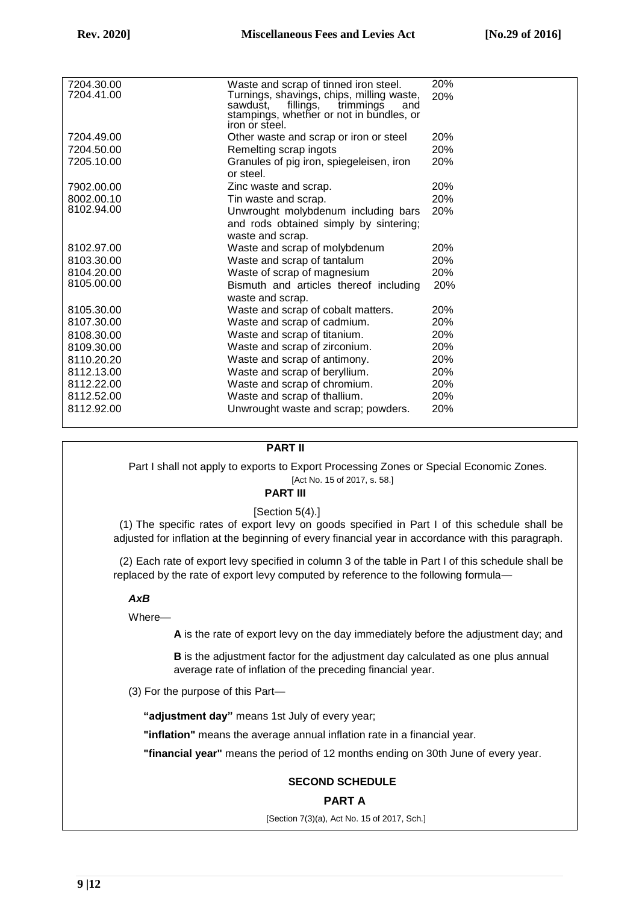| | | |
|---|---|---|
| 7204.30.00 | Waste and scrap of tinned iron steel. | 20% |
| 7204.41.00 | Turnings, shavings, chips, milling waste, sawdust, fillings, trimmings and stampings, whether or not in bundles, or iron or steel. | 20% |
| 7204.49.00 | Other waste and scrap or iron or steel | 20% |
| 7204.50.00 | Remelting scrap ingots | 20% |
| 7205.10.00 | Granules of pig iron, spiegeleisen, iron or steel. | 20% |
| 7902.00.00 | Zinc waste and scrap. | 20% |
| 8002.00.10 | Tin waste and scrap. | 20% |
| 8102.94.00 | Unwrought molybdenum including bars and rods obtained simply by sintering; waste and scrap. | 20% |
| 8102.97.00 | Waste and scrap of molybdenum | 20% |
| 8103.30.00 | Waste and scrap of tantalum | 20% |
| 8104.20.00 | Waste of scrap of magnesium | 20% |
| 8105.00.00 | Bismuth and articles thereof including waste and scrap. | 20% |
| 8105.30.00 | Waste and scrap of cobalt matters. | 20% |
| 8107.30.00 | Waste and scrap of cadmium. | 20% |
| 8108.30.00 | Waste and scrap of titanium. | 20% |
| 8109.30.00 | Waste and scrap of zirconium. | 20% |
| 8110.20.20 | Waste and scrap of antimony. | 20% |
| 8112.13.00 | Waste and scrap of beryllium. | 20% |
| 8112.22.00 | Waste and scrap of chromium. | 20% |
| 8112.52.00 | Waste and scrap of thallium. | 20% |
| 8112.92.00 | Unwrought waste and scrap; powders. | 20% |

## PART II

Part I shall not apply to exports to Export Processing Zones or Special Economic Zones.

[Act No. 15 of 2017, s. 58.]

## PART III

[Section 5(4).]

(1) The specific rates of export levy on goods specified in Part I of this schedule shall be adjusted for inflation at the beginning of every financial year in accordance with this paragraph.

(2) Each rate of export levy specified in column 3 of the table in Part I of this schedule shall be replaced by the rate of export levy computed by reference to the following formula—

***AxB***

Where—

**A** is the rate of export levy on the day immediately before the adjustment day; and

**B** is the adjustment factor for the adjustment day calculated as one plus annual average rate of inflation of the preceding financial year.

(3) For the purpose of this Part—

**"adjustment day"** means 1st July of every year;

**"inflation"** means the average annual inflation rate in a financial year.

**"financial year"** means the period of 12 months ending on 30th June of every year.

## SECOND SCHEDULE

### PART A

[Section 7(3)(a), Act No. 15 of 2017, Sch.]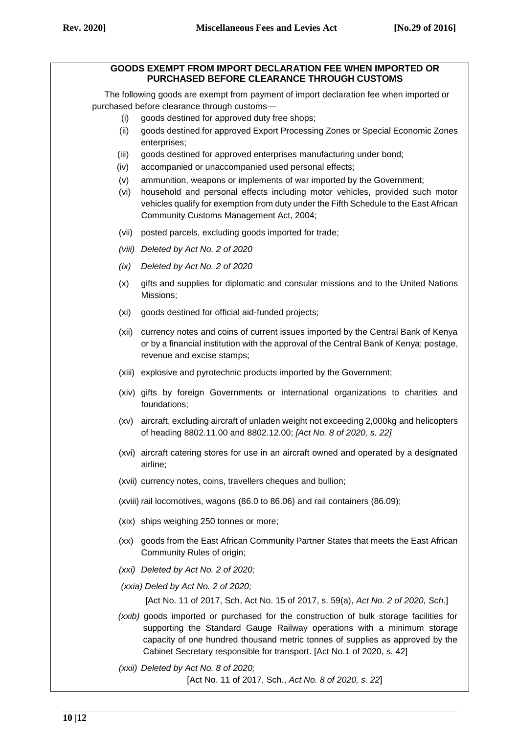### GOODS EXEMPT FROM IMPORT DECLARATION FEE WHEN IMPORTED OR PURCHASED BEFORE CLEARANCE THROUGH CUSTOMS

The following goods are exempt from payment of import declaration fee when imported or purchased before clearance through customs—

(i) goods destined for approved duty free shops;

(ii) goods destined for approved Export Processing Zones or Special Economic Zones enterprises;

(iii) goods destined for approved enterprises manufacturing under bond;

(iv) accompanied or unaccompanied used personal effects;

(v) ammunition, weapons or implements of war imported by the Government;

(vi) household and personal effects including motor vehicles, provided such motor vehicles qualify for exemption from duty under the Fifth Schedule to the East African Community Customs Management Act, 2004;

(vii) posted parcels, excluding goods imported for trade;

*(viii) Deleted by Act No. 2 of 2020*

*(ix) Deleted by Act No. 2 of 2020*

(x) gifts and supplies for diplomatic and consular missions and to the United Nations Missions;

(xi) goods destined for official aid-funded projects;

(xii) currency notes and coins of current issues imported by the Central Bank of Kenya or by a financial institution with the approval of the Central Bank of Kenya; postage, revenue and excise stamps;

(xiii) explosive and pyrotechnic products imported by the Government;

(xiv) gifts by foreign Governments or international organizations to charities and foundations;

(xv) aircraft, excluding aircraft of unladen weight not exceeding 2,000kg and helicopters of heading 8802.11.00 and 8802.12.00; *[Act No. 8 of 2020, s. 22]*

(xvi) aircraft catering stores for use in an aircraft owned and operated by a designated airline;

(xvii) currency notes, coins, travellers cheques and bullion;

(xviii) rail locomotives, wagons (86.0 to 86.06) and rail containers (86.09);

(xix) ships weighing 250 tonnes or more;

(xx) goods from the East African Community Partner States that meets the East African Community Rules of origin;

*(xxi) Deleted by Act No. 2 of 2020;*

*(xxia) Deled by Act No. 2 of 2020;*

[Act No. 11 of 2017, Sch, Act No. 15 of 2017, s. 59(a), *Act No. 2 of 2020, Sch*.]

*(xxib)* goods imported or purchased for the construction of bulk storage facilities for supporting the Standard Gauge Railway operations with a minimum storage capacity of one hundred thousand metric tonnes of supplies as approved by the Cabinet Secretary responsible for transport. [Act No.1 of 2020, s. 42]

*(xxii) Deleted by Act No. 8 of 2020;*

[Act No. 11 of 2017, Sch., *Act No. 8 of 2020, s. 22*]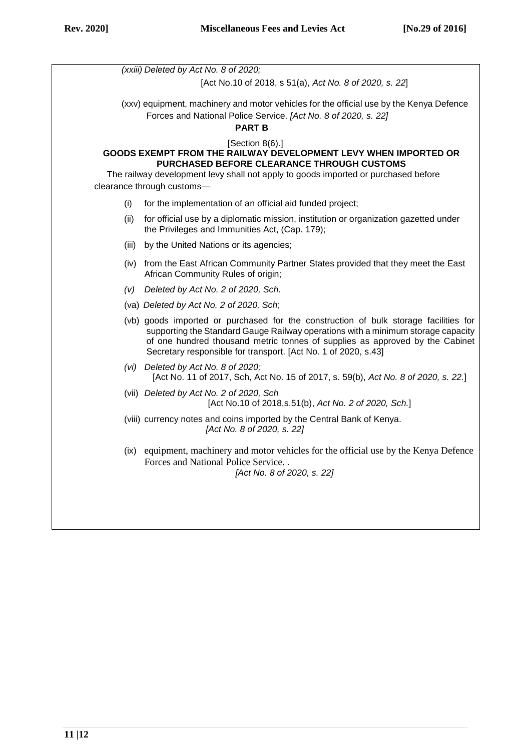*(xxiii) Deleted by Act No. 8 of 2020;*

[Act No.10 of 2018, s 51(a), *Act No. 8 of 2020, s. 22*]

(xxv) equipment, machinery and motor vehicles for the official use by the Kenya Defence Forces and National Police Service. *[Act No. 8 of 2020, s. 22]*

**PART B**

[Section 8(6).]

**GOODS EXEMPT FROM THE RAILWAY DEVELOPMENT LEVY WHEN IMPORTED OR PURCHASED BEFORE CLEARANCE THROUGH CUSTOMS**

The railway development levy shall not apply to goods imported or purchased before clearance through customs—

(i) for the implementation of an official aid funded project;

(ii) for official use by a diplomatic mission, institution or organization gazetted under the Privileges and Immunities Act, (Cap. 179);

(iii) by the United Nations or its agencies;

(iv) from the East African Community Partner States provided that they meet the East African Community Rules of origin;

*(v) Deleted by Act No. 2 of 2020, Sch.*

(va) *Deleted by Act No. 2 of 2020, Sch*;

(vb) goods imported or purchased for the construction of bulk storage facilities for supporting the Standard Gauge Railway operations with a minimum storage capacity of one hundred thousand metric tonnes of supplies as approved by the Cabinet Secretary responsible for transport. [Act No. 1 of 2020, s.43]

*(vi) Deleted by Act No. 8 of 2020;*

[Act No. 11 of 2017, Sch, Act No. 15 of 2017, s. 59(b), *Act No. 8 of 2020, s. 22.*]

(vii) *Deleted by Act No. 2 of 2020, Sch*

[Act No.10 of 2018,s.51(b), *Act No. 2 of 2020, Sch.*]

(viii) currency notes and coins imported by the Central Bank of Kenya.

*[Act No. 8 of 2020, s. 22]*

(ix) equipment, machinery and motor vehicles for the official use by the Kenya Defence Forces and National Police Service. .

*[Act No. 8 of 2020, s. 22]*